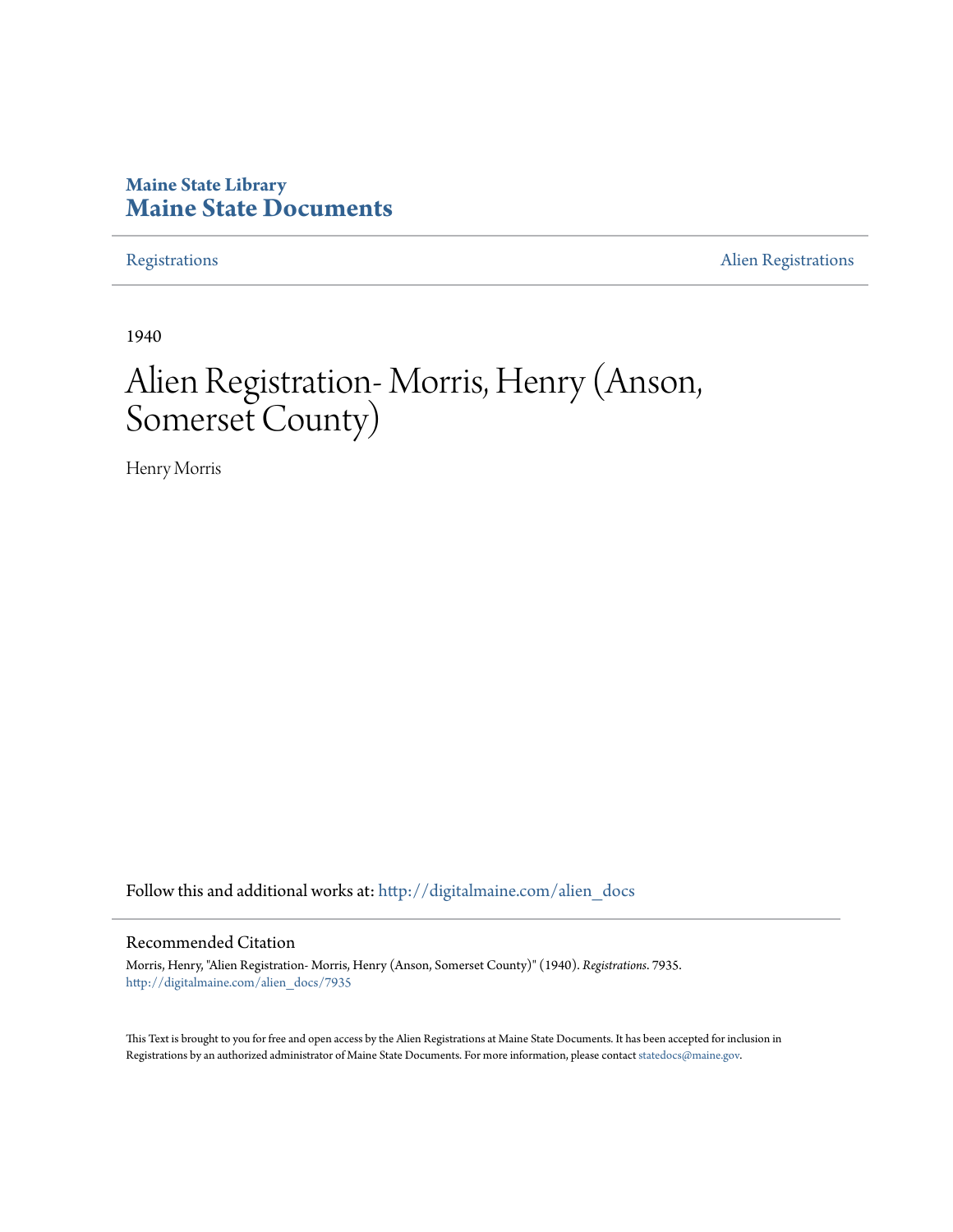Maine State Library
**Maine State Documents**

Registrations | Alien Registrations

1940

# Alien Registration- Morris, Henry (Anson, Somerset County)

Henry Morris

Follow this and additional works at: http://digitalmaine.com/alien_docs

## Recommended Citation

Morris, Henry, "Alien Registration- Morris, Henry (Anson, Somerset County)" (1940). *Registrations*. 7935.
http://digitalmaine.com/alien_docs/7935

This Text is brought to you for free and open access by the Alien Registrations at Maine State Documents. It has been accepted for inclusion in Registrations by an authorized administrator of Maine State Documents. For more information, please contact statedocs@maine.gov.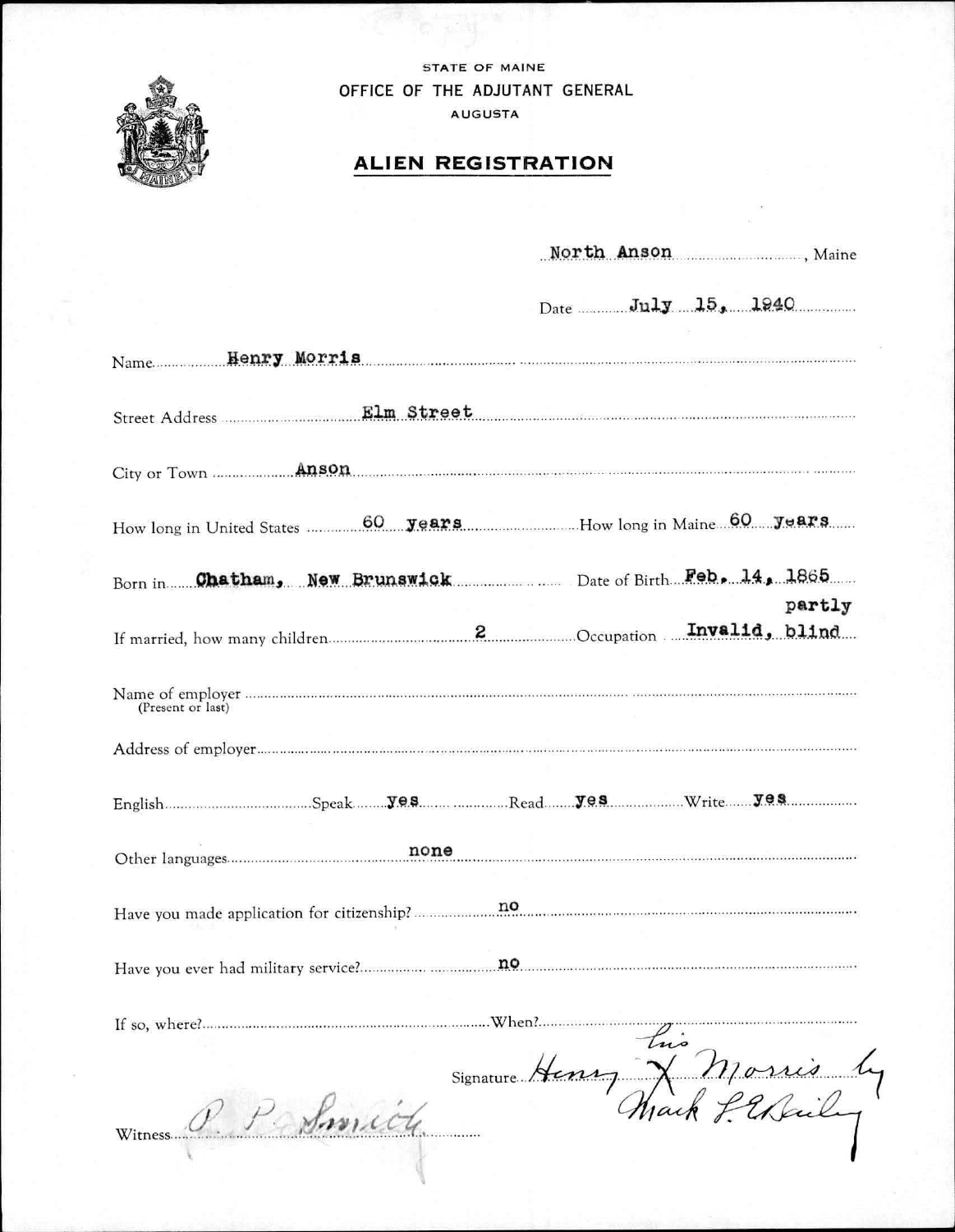STATE OF MAINE

OFFICE OF THE ADJUTANT GENERAL

AUGUSTA

## ALIEN REGISTRATION

North Anson, Maine

Date July 15, 1940

Name Henry Morris

Street Address Elm Street

City or Town Anson

How long in United States 60 years How long in Maine 60 years

Born in Chatham, New Brunswick Date of Birth Feb. 14, 1865

If married, how many children 2 Occupation Invalid, partly blind

Name of employer (Present or last)

Address of employer

English Speak yes Read yes Write yes

Other languages none

Have you made application for citizenship? no

Have you ever had military service? no

If so, where? When?

Signature Henry his X Morris by Mark L. E. Bailey

Witness P. P. Smith